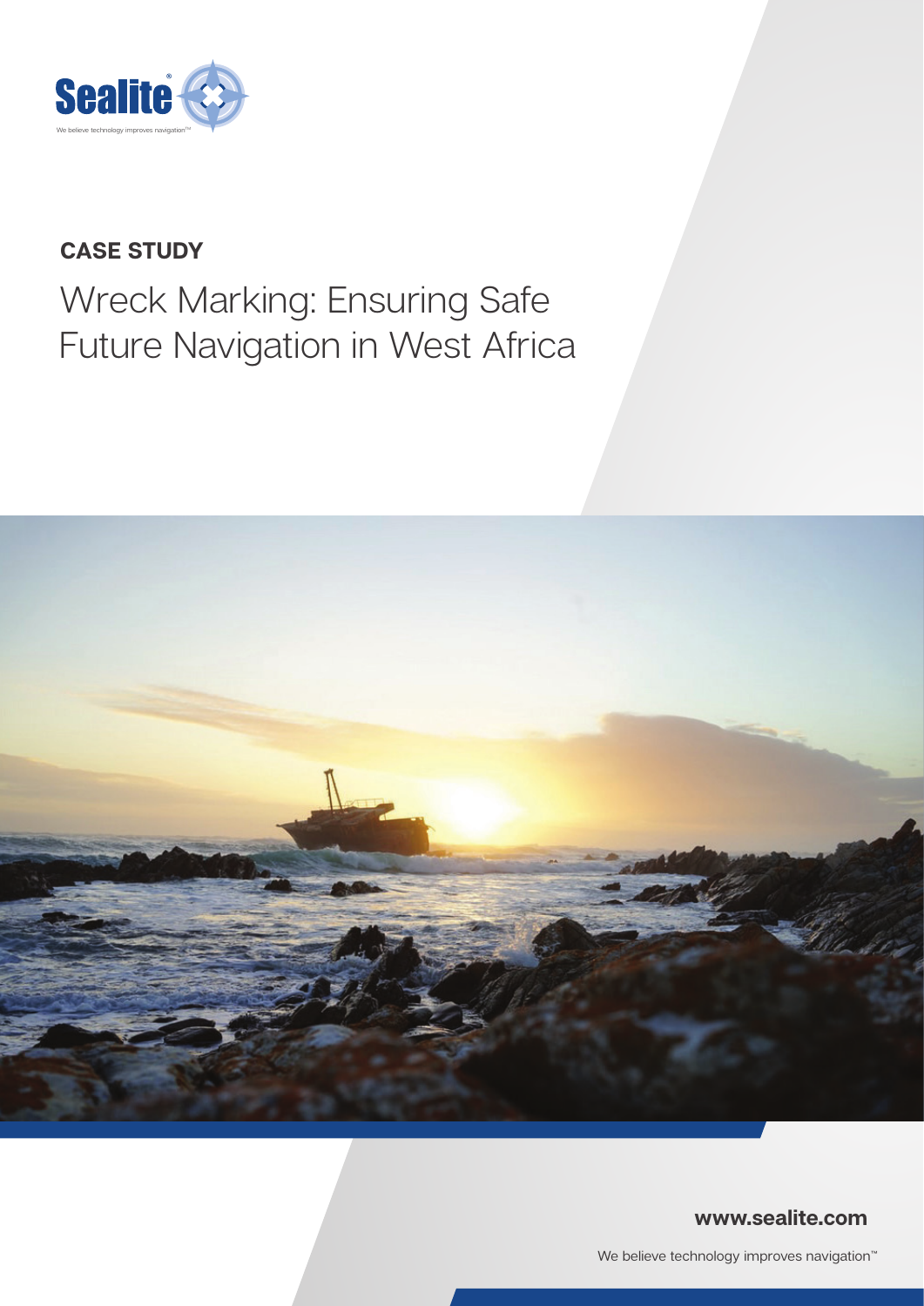Sealite®

We believe technology improves navigation™

**CASE STUDY**

# Wreck Marking: Ensuring Safe Future Navigation in West Africa

**www.sealite.com**

We believe technology improves navigation™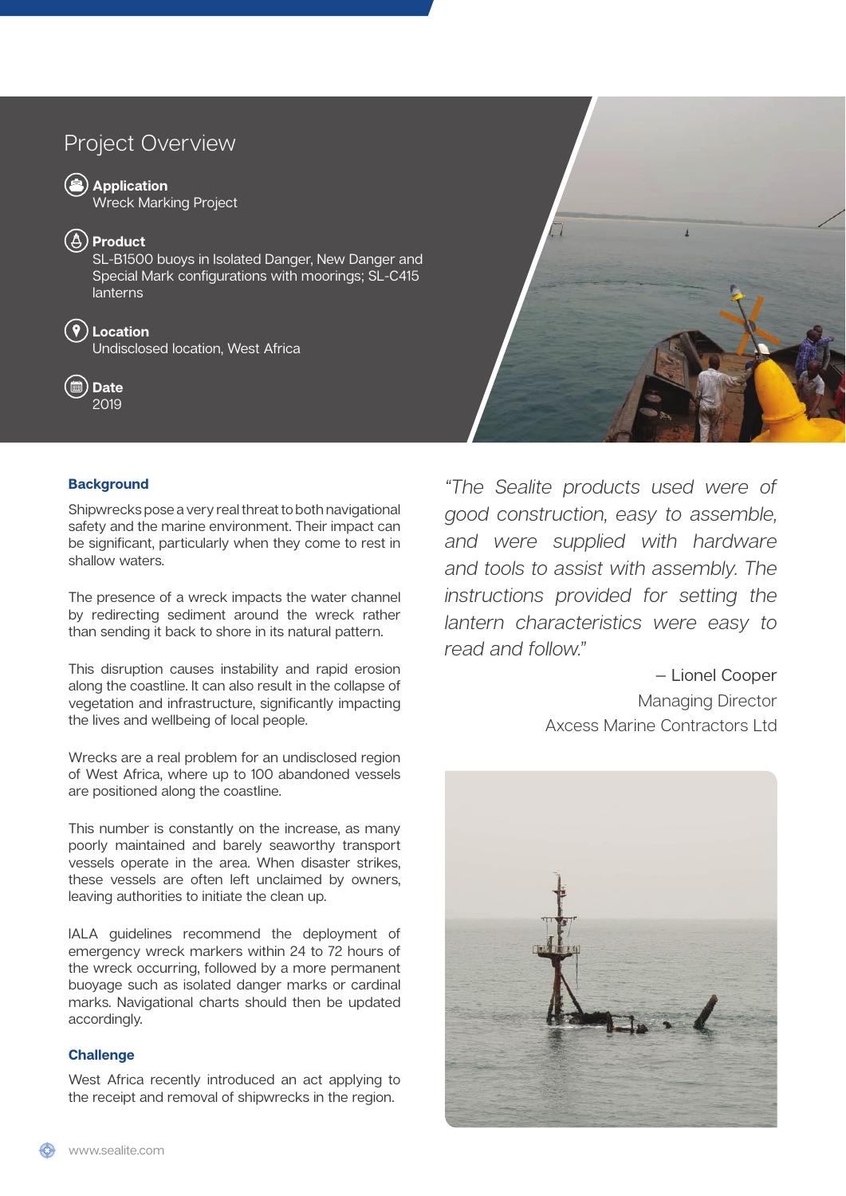## Project Overview

**Application**
Wreck Marking Project

**Product**
SL-B1500 buoys in Isolated Danger, New Danger and Special Mark configurations with moorings; SL-C415 lanterns

**Location**
Undisclosed location, West Africa

**Date**
2019

### Background

Shipwrecks pose a very real threat to both navigational safety and the marine environment. Their impact can be significant, particularly when they come to rest in shallow waters.

The presence of a wreck impacts the water channel by redirecting sediment around the wreck rather than sending it back to shore in its natural pattern.

This disruption causes instability and rapid erosion along the coastline. It can also result in the collapse of vegetation and infrastructure, significantly impacting the lives and wellbeing of local people.

Wrecks are a real problem for an undisclosed region of West Africa, where up to 100 abandoned vessels are positioned along the coastline.

This number is constantly on the increase, as many poorly maintained and barely seaworthy transport vessels operate in the area. When disaster strikes, these vessels are often left unclaimed by owners, leaving authorities to initiate the clean up.

IALA guidelines recommend the deployment of emergency wreck markers within 24 to 72 hours of the wreck occurring, followed by a more permanent buoyage such as isolated danger marks or cardinal marks. Navigational charts should then be updated accordingly.

### Challenge

West Africa recently introduced an act applying to the receipt and removal of shipwrecks in the region.

*"The Sealite products used were of good construction, easy to assemble, and were supplied with hardware and tools to assist with assembly. The instructions provided for setting the lantern characteristics were easy to read and follow."*

– Lionel Cooper
Managing Director
Axcess Marine Contractors Ltd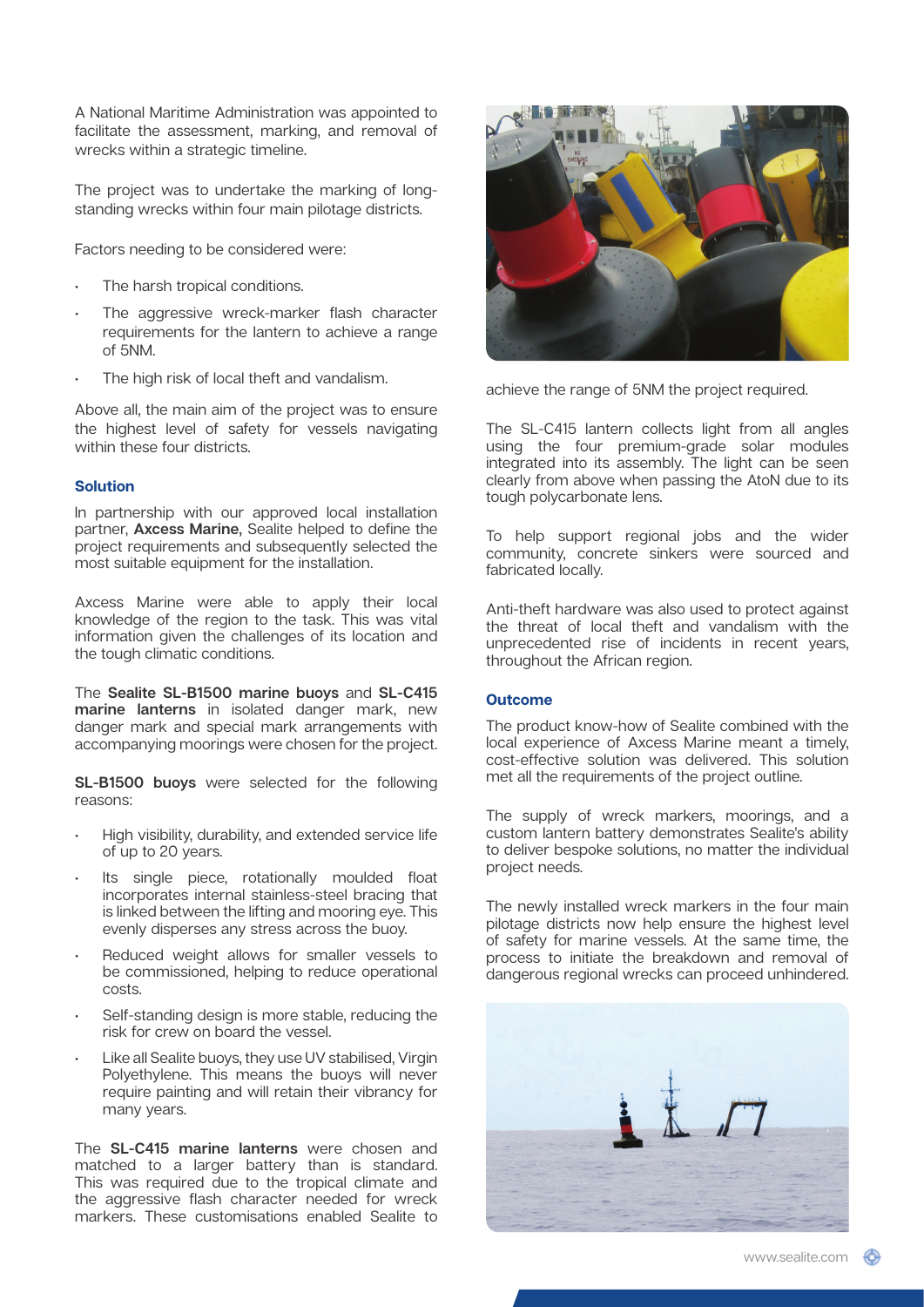A National Maritime Administration was appointed to facilitate the assessment, marking, and removal of wrecks within a strategic timeline.

The project was to undertake the marking of long-standing wrecks within four main pilotage districts.

Factors needing to be considered were:

- The harsh tropical conditions.
- The aggressive wreck-marker flash character requirements for the lantern to achieve a range of 5NM.
- The high risk of local theft and vandalism.

Above all, the main aim of the project was to ensure the highest level of safety for vessels navigating within these four districts.

### Solution

In partnership with our approved local installation partner, **Axcess Marine,** Sealite helped to define the project requirements and subsequently selected the most suitable equipment for the installation.

Axcess Marine were able to apply their local knowledge of the region to the task. This was vital information given the challenges of its location and the tough climatic conditions.

The **Sealite SL-B1500 marine buoys** and **SL-C415 marine lanterns** in isolated danger mark, new danger mark and special mark arrangements with accompanying moorings were chosen for the project.

**SL-B1500 buoys** were selected for the following reasons:

- High visibility, durability, and extended service life of up to 20 years.
- Its single piece, rotationally moulded float incorporates internal stainless-steel bracing that is linked between the lifting and mooring eye. This evenly disperses any stress across the buoy.
- Reduced weight allows for smaller vessels to be commissioned, helping to reduce operational costs.
- Self-standing design is more stable, reducing the risk for crew on board the vessel.
- Like all Sealite buoys, they use UV stabilised, Virgin Polyethylene. This means the buoys will never require painting and will retain their vibrancy for many years.

The **SL-C415 marine lanterns** were chosen and matched to a larger battery than is standard. This was required due to the tropical climate and the aggressive flash character needed for wreck markers. These customisations enabled Sealite to achieve the range of 5NM the project required.

The SL-C415 lantern collects light from all angles using the four premium-grade solar modules integrated into its assembly. The light can be seen clearly from above when passing the AtoN due to its tough polycarbonate lens.

To help support regional jobs and the wider community, concrete sinkers were sourced and fabricated locally.

Anti-theft hardware was also used to protect against the threat of local theft and vandalism with the unprecedented rise of incidents in recent years, throughout the African region.

### Outcome

The product know-how of Sealite combined with the local experience of Axcess Marine meant a timely, cost-effective solution was delivered. This solution met all the requirements of the project outline.

The supply of wreck markers, moorings, and a custom lantern battery demonstrates Sealite's ability to deliver bespoke solutions, no matter the individual project needs.

The newly installed wreck markers in the four main pilotage districts now help ensure the highest level of safety for marine vessels. At the same time, the process to initiate the breakdown and removal of dangerous regional wrecks can proceed unhindered.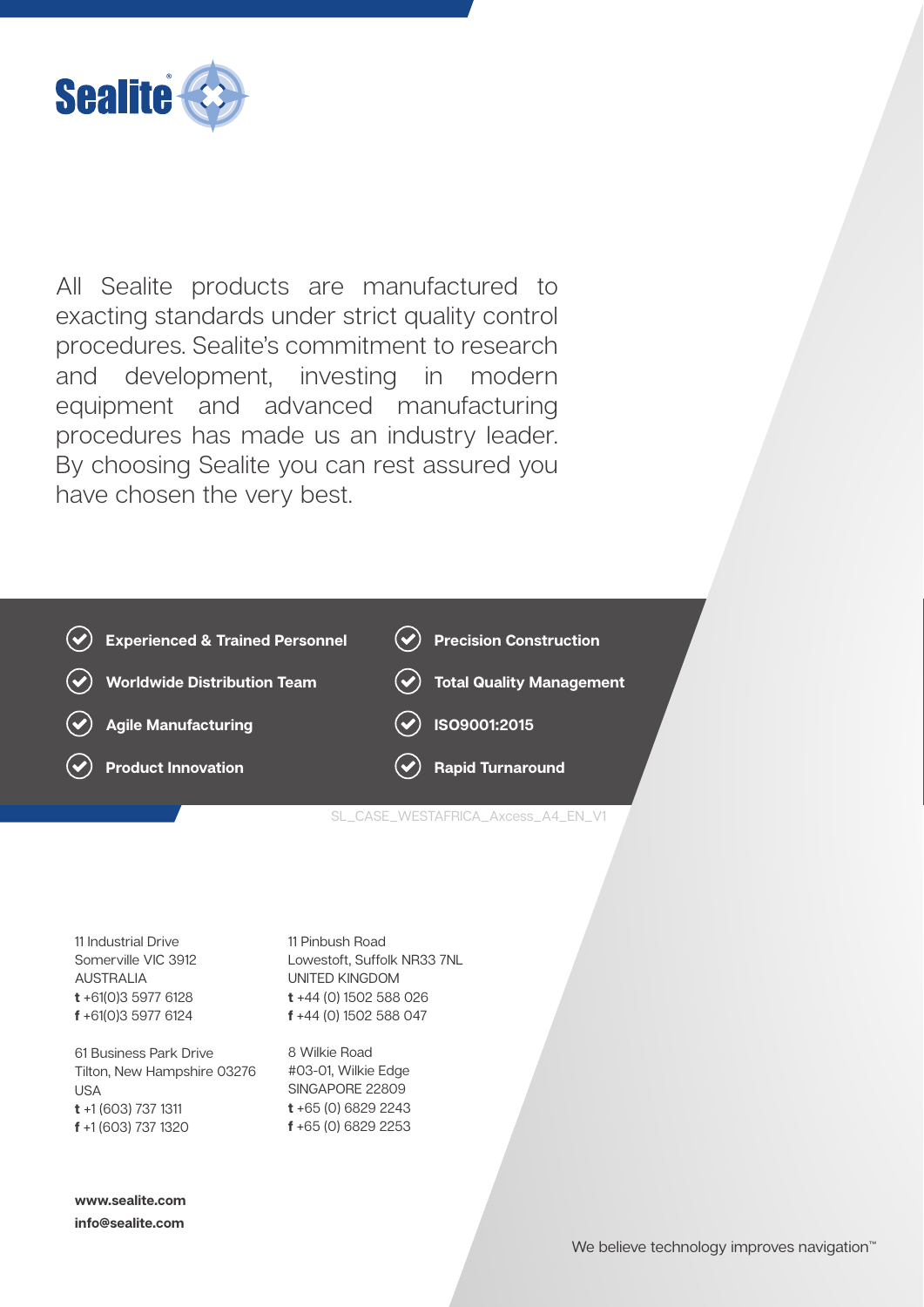Sealite®

All Sealite products are manufactured to exacting standards under strict quality control procedures. Sealite's commitment to research and development, investing in modern equipment and advanced manufacturing procedures has made us an industry leader. By choosing Sealite you can rest assured you have chosen the very best.

- **Experienced & Trained Personnel**
- **Worldwide Distribution Team**
- **Agile Manufacturing**
- **Product Innovation**
- **Precision Construction**
- **Total Quality Management**
- **ISO9001:2015**
- **Rapid Turnaround**

SL_CASE_WESTAFRICA_Axcess_A4_EN_V1

11 Industrial Drive
Somerville VIC 3912
AUSTRALIA
**t** +61(0)3 5977 6128
**f** +61(0)3 5977 6124

61 Business Park Drive
Tilton, New Hampshire 03276
USA
**t** +1 (603) 737 1311
**f** +1 (603) 737 1320

11 Pinbush Road
Lowestoft, Suffolk NR33 7NL
UNITED KINGDOM
**t** +44 (0) 1502 588 026
**f** +44 (0) 1502 588 047

8 Wilkie Road
#03-01, Wilkie Edge
SINGAPORE 22809
**t** +65 (0) 6829 2243
**f** +65 (0) 6829 2253

**www.sealite.com**
**info@sealite.com**

We believe technology improves navigation™